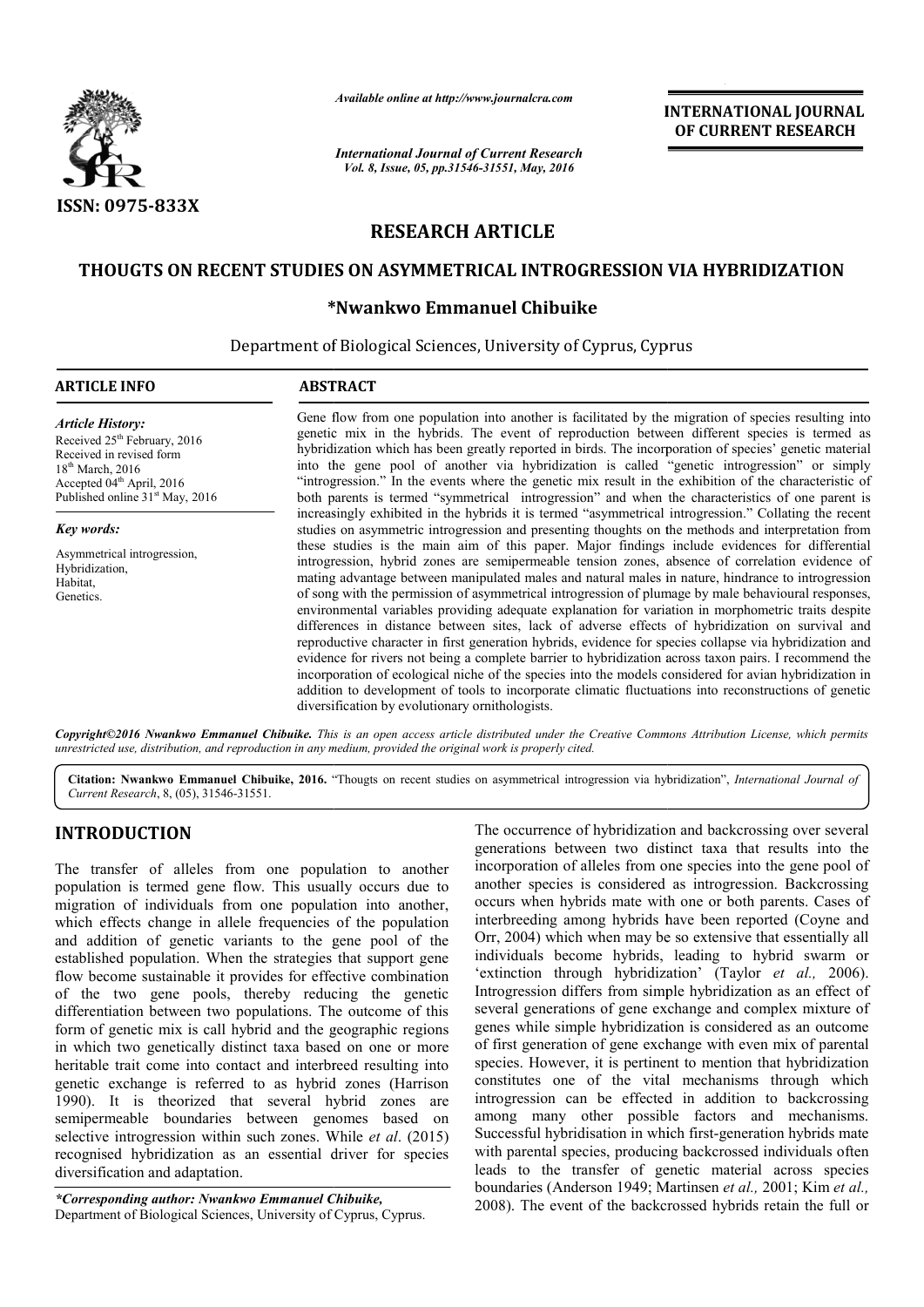Available online at http://www.journalcra.com

*International Journal of Current Research*
*Vol. 8, Issue, 05, pp.31546-31551, May, 2016*

INTERNATIONAL JOURNAL OF CURRENT RESEARCH

ISSN: 0975-833X

# RESEARCH ARTICLE

# THOUGTS ON RECENT STUDIES ON ASYMMETRICAL INTROGRESSION VIA HYBRIDIZATION

### *Nwankwo Emmanuel Chibuike

Department of Biological Sciences, University of Cyprus, Cyprus

**ARTICLE INFO**

*Article History:*
Received 25th February, 2016
Received in revised form 18th March, 2016
Accepted 04th April, 2016
Published online 31st May, 2016

*Key words:*
Asymmetrical introgression, Hybridization, Habitat, Genetics.

**ABSTRACT**

Gene flow from one population into another is facilitated by the migration of species resulting into genetic mix in the hybrids. The event of reproduction between different species is termed as hybridization which has been greatly reported in birds. The incorporation of species' genetic material into the gene pool of another via hybridization is called "genetic introgression" or simply "introgression." In the events where the genetic mix result in the exhibition of the characteristic of both parents is termed "symmetrical introgression" and when the characteristics of one parent is increasingly exhibited in the hybrids it is termed "asymmetrical introgression." Collating the recent studies on asymmetric introgression and presenting thoughts on the methods and interpretation from these studies is the main aim of this paper. Major findings include evidences for differential introgression, hybrid zones are semipermeable tension zones, absence of correlation evidence of mating advantage between manipulated males and natural males in nature, hindrance to introgression of song with the permission of asymmetrical introgression of plumage by male behavioural responses, environmental variables providing adequate explanation for variation in morphometric traits despite differences in distance between sites, lack of adverse effects of hybridization on survival and reproductive character in first generation hybrids, evidence for species collapse via hybridization and evidence for rivers not being a complete barrier to hybridization across taxon pairs. I recommend the incorporation of ecological niche of the species into the models considered for avian hybridization in addition to development of tools to incorporate climatic fluctuations into reconstructions of genetic diversification by evolutionary ornithologists.

*Copyright©2016 Nwankwo Emmanuel Chibuike. This is an open access article distributed under the Creative Commons Attribution License, which permits unrestricted use, distribution, and reproduction in any medium, provided the original work is properly cited.*

**Citation: Nwankwo Emmanuel Chibuike, 2016.** "Thougts on recent studies on asymmetrical introgression via hybridization", *International Journal of Current Research*, 8, (05), 31546-31551.

## INTRODUCTION

The transfer of alleles from one population to another population is termed gene flow. This usually occurs due to migration of individuals from one population into another, which effects change in allele frequencies of the population and addition of genetic variants to the gene pool of the established population. When the strategies that support gene flow become sustainable it provides for effective combination of the two gene pools, thereby reducing the genetic differentiation between two populations. The outcome of this form of genetic mix is call hybrid and the geographic regions in which two genetically distinct taxa based on one or more heritable trait come into contact and interbreed resulting into genetic exchange is referred to as hybrid zones (Harrison 1990). It is theorized that several hybrid zones are semipermeable boundaries between genomes based on selective introgression within such zones. While *et al*. (2015) recognised hybridization as an essential driver for species diversification and adaptation.

The occurrence of hybridization and backcrossing over several generations between two distinct taxa that results into the incorporation of alleles from one species into the gene pool of another species is considered as introgression. Backcrossing occurs when hybrids mate with one or both parents. Cases of interbreeding among hybrids have been reported (Coyne and Orr, 2004) which when may be so extensive that essentially all individuals become hybrids, leading to hybrid swarm or 'extinction through hybridization' (Taylor *et al.,* 2006). Introgression differs from simple hybridization as an effect of several generations of gene exchange and complex mixture of genes while simple hybridization is considered as an outcome of first generation of gene exchange with even mix of parental species. However, it is pertinent to mention that hybridization constitutes one of the vital mechanisms through which introgression can be effected in addition to backcrossing among many other possible factors and mechanisms. Successful hybridisation in which first-generation hybrids mate with parental species, producing backcrossed individuals often leads to the transfer of genetic material across species boundaries (Anderson 1949; Martinsen *et al.,* 2001; Kim *et al.,* 2008). The event of the backcrossed hybrids retain the full or

**\*Corresponding author: Nwankwo Emmanuel Chibuike,**
Department of Biological Sciences, University of Cyprus, Cyprus.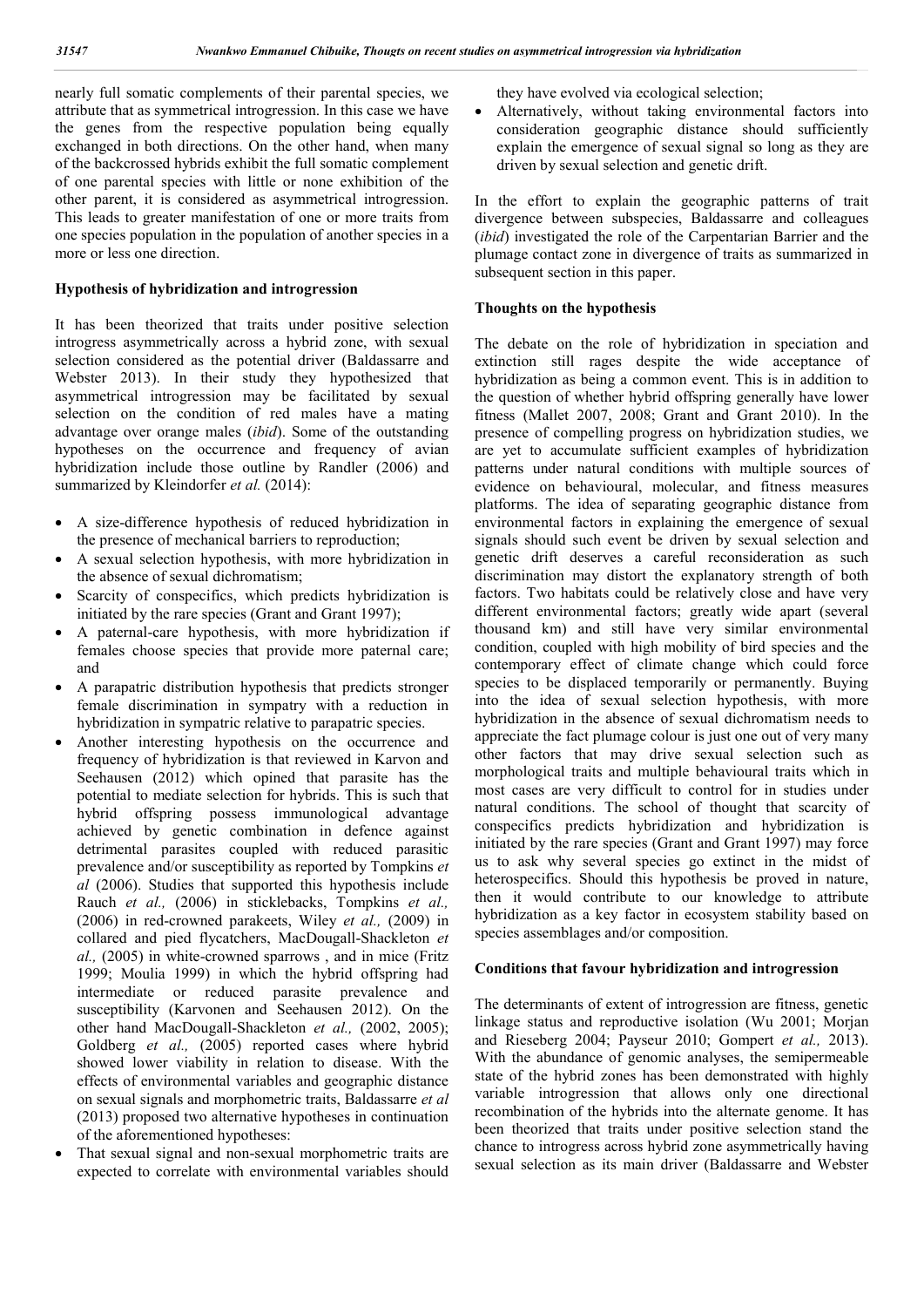nearly full somatic complements of their parental species, we attribute that as symmetrical introgression. In this case we have the genes from the respective population being equally exchanged in both directions. On the other hand, when many of the backcrossed hybrids exhibit the full somatic complement of one parental species with little or none exhibition of the other parent, it is considered as asymmetrical introgression. This leads to greater manifestation of one or more traits from one species population in the population of another species in a more or less one direction.

## Hypothesis of hybridization and introgression

It has been theorized that traits under positive selection introgress asymmetrically across a hybrid zone, with sexual selection considered as the potential driver (Baldassarre and Webster 2013). In their study they hypothesized that asymmetrical introgression may be facilitated by sexual selection on the condition of red males have a mating advantage over orange males (*ibid*). Some of the outstanding hypotheses on the occurrence and frequency of avian hybridization include those outline by Randler (2006) and summarized by Kleindorfer *et al.* (2014):

- A size-difference hypothesis of reduced hybridization in the presence of mechanical barriers to reproduction;
- A sexual selection hypothesis, with more hybridization in the absence of sexual dichromatism;
- Scarcity of conspecifics, which predicts hybridization is initiated by the rare species (Grant and Grant 1997);
- A paternal-care hypothesis, with more hybridization if females choose species that provide more paternal care; and
- A parapatric distribution hypothesis that predicts stronger female discrimination in sympatry with a reduction in hybridization in sympatric relative to parapatric species.
- Another interesting hypothesis on the occurrence and frequency of hybridization is that reviewed in Karvon and Seehausen (2012) which opined that parasite has the potential to mediate selection for hybrids. This is such that hybrid offspring possess immunological advantage achieved by genetic combination in defence against detrimental parasites coupled with reduced parasitic prevalence and/or susceptibility as reported by Tompkins *et al* (2006). Studies that supported this hypothesis include Rauch *et al.,* (2006) in sticklebacks, Tompkins *et al.,* (2006) in red-crowned parakeets, Wiley *et al.,* (2009) in collared and pied flycatchers, MacDougall-Shackleton *et al.,* (2005) in white-crowned sparrows , and in mice (Fritz 1999; Moulia 1999) in which the hybrid offspring had intermediate or reduced parasite prevalence and susceptibility (Karvonen and Seehausen 2012). On the other hand MacDougall-Shackleton *et al.,* (2002, 2005); Goldberg *et al.,* (2005) reported cases where hybrid showed lower viability in relation to disease. With the effects of environmental variables and geographic distance on sexual signals and morphometric traits, Baldassarre *et al* (2013) proposed two alternative hypotheses in continuation of the aforementioned hypotheses:
- That sexual signal and non-sexual morphometric traits are expected to correlate with environmental variables should they have evolved via ecological selection;
- Alternatively, without taking environmental factors into consideration geographic distance should sufficiently explain the emergence of sexual signal so long as they are driven by sexual selection and genetic drift.

In the effort to explain the geographic patterns of trait divergence between subspecies, Baldassarre and colleagues (*ibid*) investigated the role of the Carpentarian Barrier and the plumage contact zone in divergence of traits as summarized in subsequent section in this paper.

## Thoughts on the hypothesis

The debate on the role of hybridization in speciation and extinction still rages despite the wide acceptance of hybridization as being a common event. This is in addition to the question of whether hybrid offspring generally have lower fitness (Mallet 2007, 2008; Grant and Grant 2010). In the presence of compelling progress on hybridization studies, we are yet to accumulate sufficient examples of hybridization patterns under natural conditions with multiple sources of evidence on behavioural, molecular, and fitness measures platforms. The idea of separating geographic distance from environmental factors in explaining the emergence of sexual signals should such event be driven by sexual selection and genetic drift deserves a careful reconsideration as such discrimination may distort the explanatory strength of both factors. Two habitats could be relatively close and have very different environmental factors; greatly wide apart (several thousand km) and still have very similar environmental condition, coupled with high mobility of bird species and the contemporary effect of climate change which could force species to be displaced temporarily or permanently. Buying into the idea of sexual selection hypothesis, with more hybridization in the absence of sexual dichromatism needs to appreciate the fact plumage colour is just one out of very many other factors that may drive sexual selection such as morphological traits and multiple behavioural traits which in most cases are very difficult to control for in studies under natural conditions. The school of thought that scarcity of conspecifics predicts hybridization and hybridization is initiated by the rare species (Grant and Grant 1997) may force us to ask why several species go extinct in the midst of heterospecifics. Should this hypothesis be proved in nature, then it would contribute to our knowledge to attribute hybridization as a key factor in ecosystem stability based on species assemblages and/or composition.

## Conditions that favour hybridization and introgression

The determinants of extent of introgression are fitness, genetic linkage status and reproductive isolation (Wu 2001; Morjan and Rieseberg 2004; Payseur 2010; Gompert *et al.,* 2013). With the abundance of genomic analyses, the semipermeable state of the hybrid zones has been demonstrated with highly variable introgression that allows only one directional recombination of the hybrids into the alternate genome. It has been theorized that traits under positive selection stand the chance to introgress across hybrid zone asymmetrically having sexual selection as its main driver (Baldassarre and Webster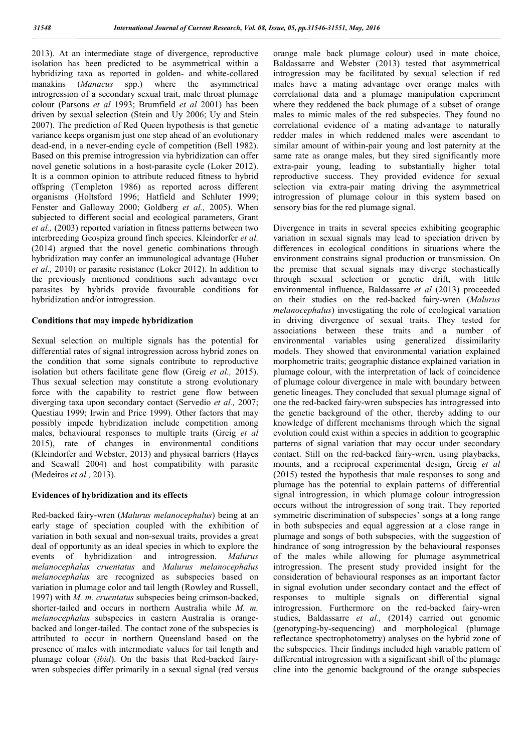2013). At an intermediate stage of divergence, reproductive isolation has been predicted to be asymmetrical within a hybridizing taxa as reported in golden- and white-collared manakins (*Manacus* spp.) where the asymmetrical introgression of a secondary sexual trait, male throat plumage colour (Parsons *et al* 1993; Brumfield *et al* 2001) has been driven by sexual selection (Stein and Uy 2006; Uy and Stein 2007). The prediction of Red Queen hypothesis is that genetic variance keeps organism just one step ahead of an evolutionary dead-end, in a never-ending cycle of competition (Bell 1982). Based on this premise introgression via hybridization can offer novel genetic solutions in a host-parasite cycle (Loker 2012). It is a common opinion to attribute reduced fitness to hybrid offspring (Templeton 1986) as reported across different organisms (Holtsford 1996; Hatfield and Schluter 1999; Fenster and Galloway 2000; Goldberg *et al.,* 2005). When subjected to different social and ecological parameters, Grant *et al.,* (2003) reported variation in fitness patterns between two interbreeding Geospiza ground finch species. Kleindorfer *et al.* (2014) argued that the novel genetic combinations through hybridization may confer an immunological advantage (Huber *et al.,* 2010) or parasite resistance (Loker 2012). In addition to the previously mentioned conditions such advantage over parasites by hybrids provide favourable conditions for hybridization and/or introgression.

**Conditions that may impede hybridization**

Sexual selection on multiple signals has the potential for differential rates of signal introgression across hybrid zones on the condition that some signals contribute to reproductive isolation but others facilitate gene flow (Greig *et al.,* 2015). Thus sexual selection may constitute a strong evolutionary force with the capability to restrict gene flow between diverging taxa upon secondary contact (Servedio *et al.,* 2007; Questiau 1999; Irwin and Price 1999). Other factors that may possibly impede hybridization include competition among males, behavioural responses to multiple traits (Greig *et al* 2015), rate of changes in environmental conditions (Kleindorfer and Webster, 2013) and physical barriers (Hayes and Seawall 2004) and host compatibility with parasite (Medeiros *et al.,* 2013).

**Evidences of hybridization and its effects**

Red-backed fairy-wren (*Malurus melanocephalus*) being at an early stage of speciation coupled with the exhibition of variation in both sexual and non-sexual traits, provides a great deal of opportunity as an ideal species in which to explore the events of hybridization and introgression. *Malurus melanocephalus cruentatus* and *Malurus melanocephalus melanocephalus* are recognized as subspecies based on variation in plumage color and tail length (Rowley and Russell, 1997) with *M. m. cruentatus* subspecies being crimson-backed, shorter-tailed and occurs in northern Australia while *M. m. melanocephalus* subspecies in eastern Australia is orange-backed and longer-tailed. The contact zone of the subspecies is attributed to occur in northern Queensland based on the presence of males with intermediate values for tail length and plumage colour (*ibid*). On the basis that Red-backed fairy-wren subspecies differ primarily in a sexual signal (red versus orange male back plumage colour) used in mate choice, Baldassarre and Webster (2013) tested that asymmetrical introgression may be facilitated by sexual selection if red males have a mating advantage over orange males with correlational data and a plumage manipulation experiment where they reddened the back plumage of a subset of orange males to mimic males of the red subspecies. They found no correlational evidence of a mating advantage to naturally redder males in which reddened males were ascendant to similar amount of within-pair young and lost paternity at the same rate as orange males, but they sired significantly more extra-pair young, leading to substantially higher total reproductive success. They provided evidence for sexual selection via extra-pair mating driving the asymmetrical introgression of plumage colour in this system based on sensory bias for the red plumage signal.

Divergence in traits in several species exhibiting geographic variation in sexual signals may lead to speciation driven by differences in ecological conditions in situations where the environment constrains signal production or transmission. On the premise that sexual signals may diverge stochastically through sexual selection or genetic drift, with little environmental influence, Baldassarre *et al* (2013) proceeded on their studies on the red-backed fairy-wren (*Malurus melanocephalus*) investigating the role of ecological variation in driving divergence of sexual traits. They tested for associations between these traits and a number of environmental variables using generalized dissimilarity models. They showed that environmental variation explained morphometric traits; geographic distance explained variation in plumage colour, with the interpretation of lack of coincidence of plumage colour divergence in male with boundary between genetic lineages. They concluded that sexual plumage signal of one the red-backed fairy-wren subspecies has introgressed into the genetic background of the other, thereby adding to our knowledge of different mechanisms through which the signal evolution could exist within a species in addition to geographic patterns of signal variation that may occur under secondary contact. Still on the red-backed fairy-wren, using playbacks, mounts, and a reciprocal experimental design, Greig *et al* (2015) tested the hypothesis that male responses to song and plumage has the potential to explain patterns of differential signal introgression, in which plumage colour introgression occurs without the introgression of song trait. They reported symmetric discrimination of subspecies' songs at a long range in both subspecies and equal aggression at a close range in plumage and songs of both subspecies, with the suggestion of hindrance of song introgression by the behavioural responses of the males while allowing for plumage asymmetrical introgression. The present study provided insight for the consideration of behavioural responses as an important factor in signal evolution under secondary contact and the effect of responses to multiple signals on differential signal introgression. Furthermore on the red-backed fairy-wren studies, Baldassarre *et al.,* (2014) carried out genomic (genotyping-by-sequencing) and morphological (plumage reflectance spectrophotometry) analyses on the hybrid zone of the subspecies. Their findings included high variable pattern of differential introgression with a significant shift of the plumage cline into the genomic background of the orange subspecies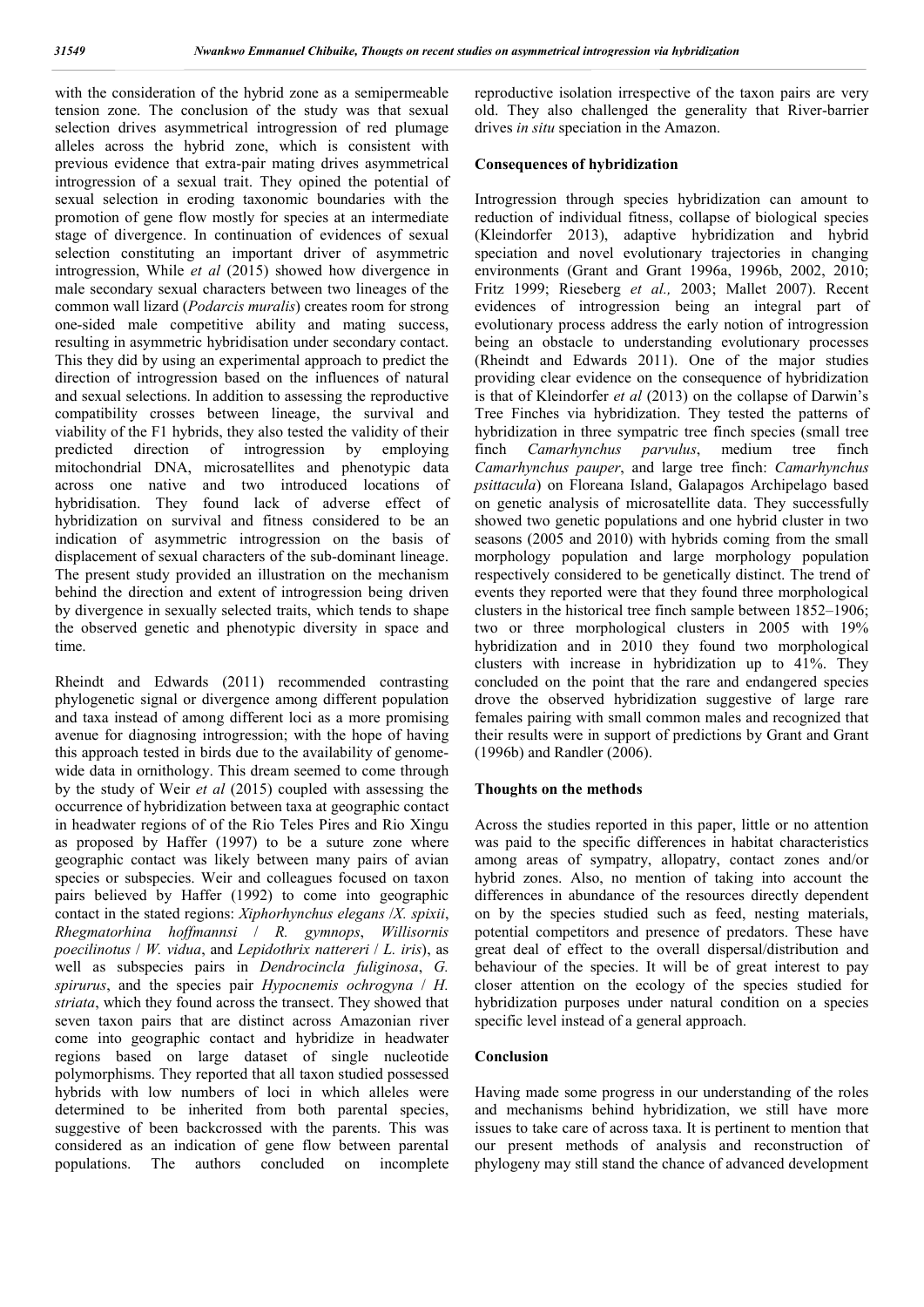with the consideration of the hybrid zone as a semipermeable tension zone. The conclusion of the study was that sexual selection drives asymmetrical introgression of red plumage alleles across the hybrid zone, which is consistent with previous evidence that extra-pair mating drives asymmetrical introgression of a sexual trait. They opined the potential of sexual selection in eroding taxonomic boundaries with the promotion of gene flow mostly for species at an intermediate stage of divergence. In continuation of evidences of sexual selection constituting an important driver of asymmetric introgression, While *et al* (2015) showed how divergence in male secondary sexual characters between two lineages of the common wall lizard (*Podarcis muralis*) creates room for strong one-sided male competitive ability and mating success, resulting in asymmetric hybridisation under secondary contact. This they did by using an experimental approach to predict the direction of introgression based on the influences of natural and sexual selections. In addition to assessing the reproductive compatibility crosses between lineage, the survival and viability of the F1 hybrids, they also tested the validity of their predicted direction of introgression by employing mitochondrial DNA, microsatellites and phenotypic data across one native and two introduced locations of hybridisation. They found lack of adverse effect of hybridization on survival and fitness considered to be an indication of asymmetric introgression on the basis of displacement of sexual characters of the sub-dominant lineage. The present study provided an illustration on the mechanism behind the direction and extent of introgression being driven by divergence in sexually selected traits, which tends to shape the observed genetic and phenotypic diversity in space and time.

Rheindt and Edwards (2011) recommended contrasting phylogenetic signal or divergence among different population and taxa instead of among different loci as a more promising avenue for diagnosing introgression; with the hope of having this approach tested in birds due to the availability of genome-wide data in ornithology. This dream seemed to come through by the study of Weir *et al* (2015) coupled with assessing the occurrence of hybridization between taxa at geographic contact in headwater regions of of the Rio Teles Pires and Rio Xingu as proposed by Haffer (1997) to be a suture zone where geographic contact was likely between many pairs of avian species or subspecies. Weir and colleagues focused on taxon pairs believed by Haffer (1992) to come into geographic contact in the stated regions: *Xiphorhynchus elegans* /*X. spixii*, *Rhegmatorhina hoffmannsi* / *R. gymnops*, *Willisornis poecilinotus* / *W. vidua*, and *Lepidothrix nattereri* / *L. iris*), as well as subspecies pairs in *Dendrocincla fuliginosa*, *G. spirurus*, and the species pair *Hypocnemis ochrogyna* / *H. striata*, which they found across the transect. They showed that seven taxon pairs that are distinct across Amazonian river come into geographic contact and hybridize in headwater regions based on large dataset of single nucleotide polymorphisms. They reported that all taxon studied possessed hybrids with low numbers of loci in which alleles were determined to be inherited from both parental species, suggestive of been backcrossed with the parents. This was considered as an indication of gene flow between parental populations. The authors concluded on incomplete reproductive isolation irrespective of the taxon pairs are very old. They also challenged the generality that River-barrier drives *in situ* speciation in the Amazon.

## Consequences of hybridization

Introgression through species hybridization can amount to reduction of individual fitness, collapse of biological species (Kleindorfer 2013), adaptive hybridization and hybrid speciation and novel evolutionary trajectories in changing environments (Grant and Grant 1996a, 1996b, 2002, 2010; Fritz 1999; Rieseberg *et al.,* 2003; Mallet 2007). Recent evidences of introgression being an integral part of evolutionary process address the early notion of introgression being an obstacle to understanding evolutionary processes (Rheindt and Edwards 2011). One of the major studies providing clear evidence on the consequence of hybridization is that of Kleindorfer *et al* (2013) on the collapse of Darwin's Tree Finches via hybridization. They tested the patterns of hybridization in three sympatric tree finch species (small tree finch *Camarhynchus parvulus*, medium tree finch *Camarhynchus pauper*, and large tree finch: *Camarhynchus psittacula*) on Floreana Island, Galapagos Archipelago based on genetic analysis of microsatellite data. They successfully showed two genetic populations and one hybrid cluster in two seasons (2005 and 2010) with hybrids coming from the small morphology population and large morphology population respectively considered to be genetically distinct. The trend of events they reported were that they found three morphological clusters in the historical tree finch sample between 1852–1906; two or three morphological clusters in 2005 with 19% hybridization and in 2010 they found two morphological clusters with increase in hybridization up to 41%. They concluded on the point that the rare and endangered species drove the observed hybridization suggestive of large rare females pairing with small common males and recognized that their results were in support of predictions by Grant and Grant (1996b) and Randler (2006).

## Thoughts on the methods

Across the studies reported in this paper, little or no attention was paid to the specific differences in habitat characteristics among areas of sympatry, allopatry, contact zones and/or hybrid zones. Also, no mention of taking into account the differences in abundance of the resources directly dependent on by the species studied such as feed, nesting materials, potential competitors and presence of predators. These have great deal of effect to the overall dispersal/distribution and behaviour of the species. It will be of great interest to pay closer attention on the ecology of the species studied for hybridization purposes under natural condition on a species specific level instead of a general approach.

## Conclusion

Having made some progress in our understanding of the roles and mechanisms behind hybridization, we still have more issues to take care of across taxa. It is pertinent to mention that our present methods of analysis and reconstruction of phylogeny may still stand the chance of advanced development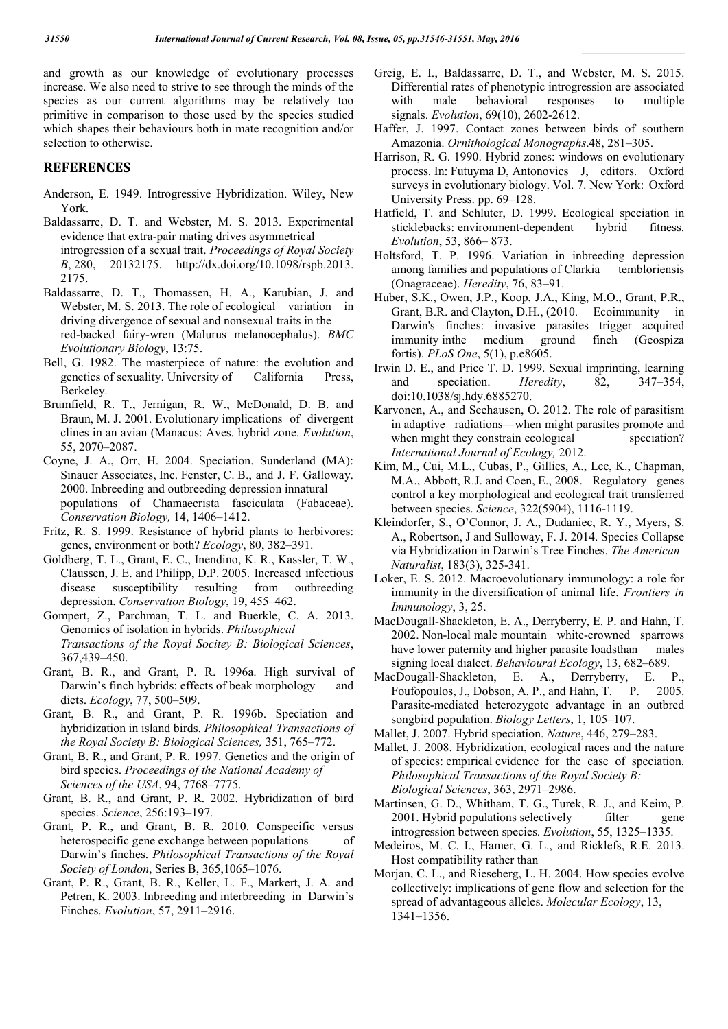and growth as our knowledge of evolutionary processes increase. We also need to strive to see through the minds of the species as our current algorithms may be relatively too primitive in comparison to those used by the species studied which shapes their behaviours both in mate recognition and/or selection to otherwise.

## REFERENCES

Anderson, E. 1949. Introgressive Hybridization. Wiley, New York.

Baldassarre, D. T. and Webster, M. S. 2013. Experimental evidence that extra-pair mating drives asymmetrical introgression of a sexual trait. *Proceedings of Royal Society B*, 280, 20132175. http://dx.doi.org/10.1098/rspb.2013.2175.

Baldassarre, D. T., Thomassen, H. A., Karubian, J. and Webster, M. S. 2013. The role of ecological variation in driving divergence of sexual and nonsexual traits in the red-backed fairy-wren (Malurus melanocephalus). *BMC Evolutionary Biology*, 13:75.

Bell, G. 1982. The masterpiece of nature: the evolution and genetics of sexuality. University of California Press, Berkeley.

Brumfield, R. T., Jernigan, R. W., McDonald, D. B. and Braun, M. J. 2001. Evolutionary implications of divergent clines in an avian (Manacus: Aves. hybrid zone. *Evolution*, 55, 2070–2087.

Coyne, J. A., Orr, H. 2004. Speciation. Sunderland (MA): Sinauer Associates, Inc. Fenster, C. B., and J. F. Galloway. 2000. Inbreeding and outbreeding depression innatural populations of Chamaecrista fasciculata (Fabaceae). *Conservation Biology*, 14, 1406–1412.

Fritz, R. S. 1999. Resistance of hybrid plants to herbivores: genes, environment or both? *Ecology*, 80, 382–391.

Goldberg, T. L., Grant, E. C., Inendino, K. R., Kassler, T. W., Claussen, J. E. and Philipp, D.P. 2005. Increased infectious disease susceptibility resulting from outbreeding depression. *Conservation Biology*, 19, 455–462.

Gompert, Z., Parchman, T. L. and Buerkle, C. A. 2013. Genomics of isolation in hybrids. *Philosophical Transactions of the Royal Socitey B: Biological Sciences*, 367,439–450.

Grant, B. R., and Grant, P. R. 1996a. High survival of Darwin's finch hybrids: effects of beak morphology and diets. *Ecology*, 77, 500–509.

Grant, B. R., and Grant, P. R. 1996b. Speciation and hybridization in island birds. *Philosophical Transactions of the Royal Society B: Biological Sciences,* 351, 765–772.

Grant, B. R., and Grant, P. R. 1997. Genetics and the origin of bird species. *Proceedings of the National Academy of Sciences of the USA*, 94, 7768–7775.

Grant, B. R., and Grant, P. R. 2002. Hybridization of bird species. *Science*, 256:193–197.

Grant, P. R., and Grant, B. R. 2010. Conspecific versus heterospecific gene exchange between populations of Darwin's finches. *Philosophical Transactions of the Royal Society of London*, Series B, 365,1065–1076.

Grant, P. R., Grant, B. R., Keller, L. F., Markert, J. A. and Petren, K. 2003. Inbreeding and interbreeding in Darwin's Finches. *Evolution*, 57, 2911–2916.

Greig, E. I., Baldassarre, D. T., and Webster, M. S. 2015. Differential rates of phenotypic introgression are associated with male behavioral responses to multiple signals. *Evolution*, 69(10), 2602-2612.

Haffer, J. 1997. Contact zones between birds of southern Amazonia. *Ornithological Monographs*.48, 281–305.

Harrison, R. G. 1990. Hybrid zones: windows on evolutionary process. In: Futuyma D, Antonovics J, editors. Oxford surveys in evolutionary biology. Vol. 7. New York: Oxford University Press. pp. 69–128.

Hatfield, T. and Schluter, D. 1999. Ecological speciation in sticklebacks: environment-dependent hybrid fitness. *Evolution*, 53, 866– 873.

Holtsford, T. P. 1996. Variation in inbreeding depression among families and populations of Clarkia tembloriensis (Onagraceae). *Heredity*, 76, 83–91.

Huber, S.K., Owen, J.P., Koop, J.A., King, M.O., Grant, P.R., Grant, B.R. and Clayton, D.H., (2010. Ecoimmunity in Darwin's finches: invasive parasites trigger acquired immunity inthe medium ground finch (Geospiza fortis). *PLoS One*, 5(1), p.e8605.

Irwin D. E., and Price T. D. 1999. Sexual imprinting, learning and speciation. *Heredity*, 82, 347–354, doi:10.1038/sj.hdy.6885270.

Karvonen, A., and Seehausen, O. 2012. The role of parasitism in adaptive radiations—when might parasites promote and when might they constrain ecological speciation? *International Journal of Ecology,* 2012.

Kim, M., Cui, M.L., Cubas, P., Gillies, A., Lee, K., Chapman, M.A., Abbott, R.J. and Coen, E., 2008. Regulatory genes control a key morphological and ecological trait transferred between species. *Science*, 322(5904), 1116-1119.

Kleindorfer, S., O'Connor, J. A., Dudaniec, R. Y., Myers, S. A., Robertson, J and Sulloway, F. J. 2014. Species Collapse via Hybridization in Darwin's Tree Finches. *The American Naturalist*, 183(3), 325-341.

Loker, E. S. 2012. Macroevolutionary immunology: a role for immunity in the diversification of animal life. *Frontiers in Immunology*, 3, 25.

MacDougall-Shackleton, E. A., Derryberry, E. P. and Hahn, T. 2002. Non-local male mountain white-crowned sparrows have lower paternity and higher parasite loadsthan males signing local dialect. *Behavioural Ecology*, 13, 682–689.

MacDougall-Shackleton, E. A., Derryberry, E. P., Foufopoulos, J., Dobson, A. P., and Hahn, T. P. 2005. Parasite-mediated heterozygote advantage in an outbred songbird population. *Biology Letters*, 1, 105–107.

Mallet, J. 2007. Hybrid speciation. *Nature*, 446, 279–283.

Mallet, J. 2008. Hybridization, ecological races and the nature of species: empirical evidence for the ease of speciation. *Philosophical Transactions of the Royal Society B: Biological Sciences*, 363, 2971–2986.

Martinsen, G. D., Whitham, T. G., Turek, R. J., and Keim, P. 2001. Hybrid populations selectively filter gene introgression between species. *Evolution*, 55, 1325–1335.

Medeiros, M. C. I., Hamer, G. L., and Ricklefs, R.E. 2013. Host compatibility rather than

Morjan, C. L., and Rieseberg, L. H. 2004. How species evolve collectively: implications of gene flow and selection for the spread of advantageous alleles. *Molecular Ecology*, 13, 1341–1356.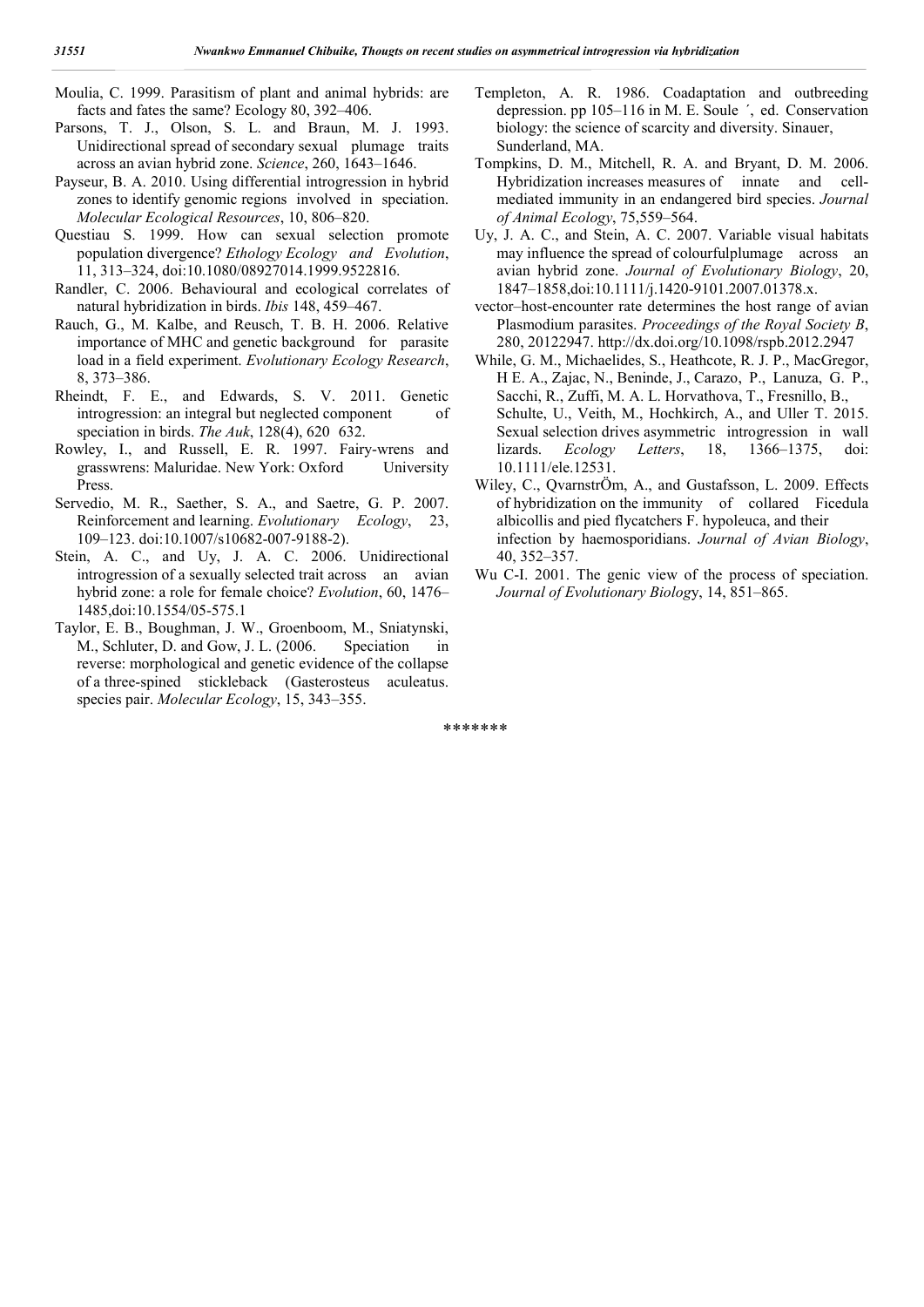Moulia, C. 1999. Parasitism of plant and animal hybrids: are facts and fates the same? Ecology 80, 392–406.

Parsons, T. J., Olson, S. L. and Braun, M. J. 1993. Unidirectional spread of secondary sexual plumage traits across an avian hybrid zone. *Science*, 260, 1643–1646.

Payseur, B. A. 2010. Using differential introgression in hybrid zones to identify genomic regions involved in speciation. *Molecular Ecological Resources*, 10, 806–820.

Questiau S. 1999. How can sexual selection promote population divergence? *Ethology Ecology and Evolution*, 11, 313–324, doi:10.1080/08927014.1999.9522816.

Randler, C. 2006. Behavioural and ecological correlates of natural hybridization in birds. *Ibis* 148, 459–467.

Rauch, G., M. Kalbe, and Reusch, T. B. H. 2006. Relative importance of MHC and genetic background for parasite load in a field experiment. *Evolutionary Ecology Research*, 8, 373–386.

Rheindt, F. E., and Edwards, S. V. 2011. Genetic introgression: an integral but neglected component of speciation in birds. *The Auk*, 128(4), 620 632.

Rowley, I., and Russell, E. R. 1997. Fairy-wrens and grasswrens: Maluridae. New York: Oxford University Press.

Servedio, M. R., Saether, S. A., and Saetre, G. P. 2007. Reinforcement and learning. *Evolutionary Ecology*, 23, 109–123. doi:10.1007/s10682-007-9188-2).

Stein, A. C., and Uy, J. A. C. 2006. Unidirectional introgression of a sexually selected trait across an avian hybrid zone: a role for female choice? *Evolution*, 60, 1476–1485,doi:10.1554/05-575.1

Taylor, E. B., Boughman, J. W., Groenboom, M., Sniatynski, M., Schluter, D. and Gow, J. L. (2006. Speciation in reverse: morphological and genetic evidence of the collapse of a three-spined stickleback (Gasterosteus aculeatus. species pair. *Molecular Ecology*, 15, 343–355.

Templeton, A. R. 1986. Coadaptation and outbreeding depression. pp 105–116 in M. E. Soule ´, ed. Conservation biology: the science of scarcity and diversity. Sinauer, Sunderland, MA.

Tompkins, D. M., Mitchell, R. A. and Bryant, D. M. 2006. Hybridization increases measures of innate and cell-mediated immunity in an endangered bird species. *Journal of Animal Ecology*, 75,559–564.

Uy, J. A. C., and Stein, A. C. 2007. Variable visual habitats may influence the spread of colourfulplumage across an avian hybrid zone. *Journal of Evolutionary Biology*, 20, 1847–1858,doi:10.1111/j.1420-9101.2007.01378.x.

vector–host-encounter rate determines the host range of avian Plasmodium parasites. *Proceedings of the Royal Society B*, 280, 20122947. http://dx.doi.org/10.1098/rspb.2012.2947

While, G. M., Michaelides, S., Heathcote, R. J. P., MacGregor, H E. A., Zajac, N., Beninde, J., Carazo, P., Lanuza, G. P., Sacchi, R., Zuffi, M. A. L. Horvathova, T., Fresnillo, B., Schulte, U., Veith, M., Hochkirch, A., and Uller T. 2015. Sexual selection drives asymmetric introgression in wall lizards. *Ecology Letters*, 18, 1366–1375, doi: 10.1111/ele.12531.

Wiley, C., QvarnstrÖm, A., and Gustafsson, L. 2009. Effects of hybridization on the immunity of collared Ficedula albicollis and pied flycatchers F. hypoleuca, and their infection by haemosporidians. *Journal of Avian Biology*, 40, 352–357.

Wu C-I. 2001. The genic view of the process of speciation. *Journal of Evolutionary Biology*, 14, 851–865.

*******